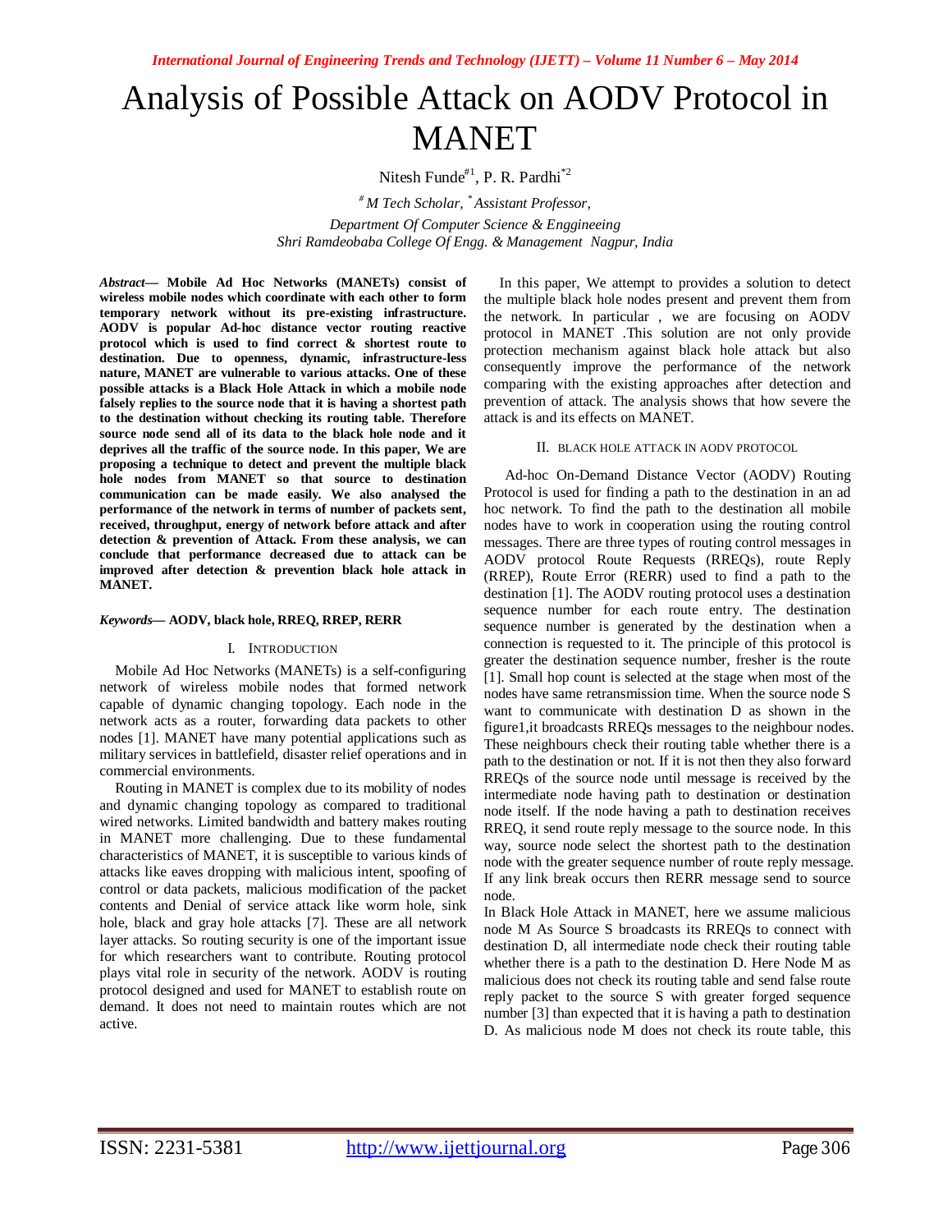# Analysis of Possible Attack on AODV Protocol in MANET

Nitesh Funde[#1], P. R. Pardhi[*2]

[#] *M Tech Scholar,* [*] *Assistant Professor,*

*Department Of Computer Science & Enggineeing*
*Shri Ramdeobaba College Of Engg. & Management Nagpur, India*

***Abstract*— Mobile Ad Hoc Networks (MANETs) consist of wireless mobile nodes which coordinate with each other to form temporary network without its pre-existing infrastructure. AODV is popular Ad-hoc distance vector routing reactive protocol which is used to find correct & shortest route to destination. Due to openness, dynamic, infrastructure-less nature, MANET are vulnerable to various attacks. One of these possible attacks is a Black Hole Attack in which a mobile node falsely replies to the source node that it is having a shortest path to the destination without checking its routing table. Therefore source node send all of its data to the black hole node and it deprives all the traffic of the source node. In this paper, We are proposing a technique to detect and prevent the multiple black hole nodes from MANET so that source to destination communication can be made easily. We also analysed the performance of the network in terms of number of packets sent, received, throughput, energy of network before attack and after detection & prevention of Attack. From these analysis, we can conclude that performance decreased due to attack can be improved after detection & prevention black hole attack in MANET.**

***Keywords*— AODV, black hole, RREQ, RREP, RERR**

## I. Introduction

Mobile Ad Hoc Networks (MANETs) is a self-configuring network of wireless mobile nodes that formed network capable of dynamic changing topology. Each node in the network acts as a router, forwarding data packets to other nodes [1]. MANET have many potential applications such as military services in battlefield, disaster relief operations and in commercial environments.

Routing in MANET is complex due to its mobility of nodes and dynamic changing topology as compared to traditional wired networks. Limited bandwidth and battery makes routing in MANET more challenging. Due to these fundamental characteristics of MANET, it is susceptible to various kinds of attacks like eaves dropping with malicious intent, spoofing of control or data packets, malicious modification of the packet contents and Denial of service attack like worm hole, sink hole, black and gray hole attacks [7]. These are all network layer attacks. So routing security is one of the important issue for which researchers want to contribute. Routing protocol plays vital role in security of the network. AODV is routing protocol designed and used for MANET to establish route on demand. It does not need to maintain routes which are not active.

In this paper, We attempt to provides a solution to detect the multiple black hole nodes present and prevent them from the network. In particular , we are focusing on AODV protocol in MANET .This solution are not only provide protection mechanism against black hole attack but also consequently improve the performance of the network comparing with the existing approaches after detection and prevention of attack. The analysis shows that how severe the attack is and its effects on MANET.

## II. Black Hole Attack in AODV Protocol

Ad-hoc On-Demand Distance Vector (AODV) Routing Protocol is used for finding a path to the destination in an ad hoc network. To find the path to the destination all mobile nodes have to work in cooperation using the routing control messages. There are three types of routing control messages in AODV protocol Route Requests (RREQs), route Reply (RREP), Route Error (RERR) used to find a path to the destination [1]. The AODV routing protocol uses a destination sequence number for each route entry. The destination sequence number is generated by the destination when a connection is requested to it. The principle of this protocol is greater the destination sequence number, fresher is the route [1]. Small hop count is selected at the stage when most of the nodes have same retransmission time. When the source node S want to communicate with destination D as shown in the figure1,it broadcasts RREQs messages to the neighbour nodes. These neighbours check their routing table whether there is a path to the destination or not. If it is not then they also forward RREQs of the source node until message is received by the intermediate node having path to destination or destination node itself. If the node having a path to destination receives RREQ, it send route reply message to the source node. In this way, source node select the shortest path to the destination node with the greater sequence number of route reply message. If any link break occurs then RERR message send to source node.

In Black Hole Attack in MANET, here we assume malicious node M As Source S broadcasts its RREQs to connect with destination D, all intermediate node check their routing table whether there is a path to the destination D. Here Node M as malicious does not check its routing table and send false route reply packet to the source S with greater forged sequence number [3] than expected that it is having a path to destination D. As malicious node M does not check its route table, this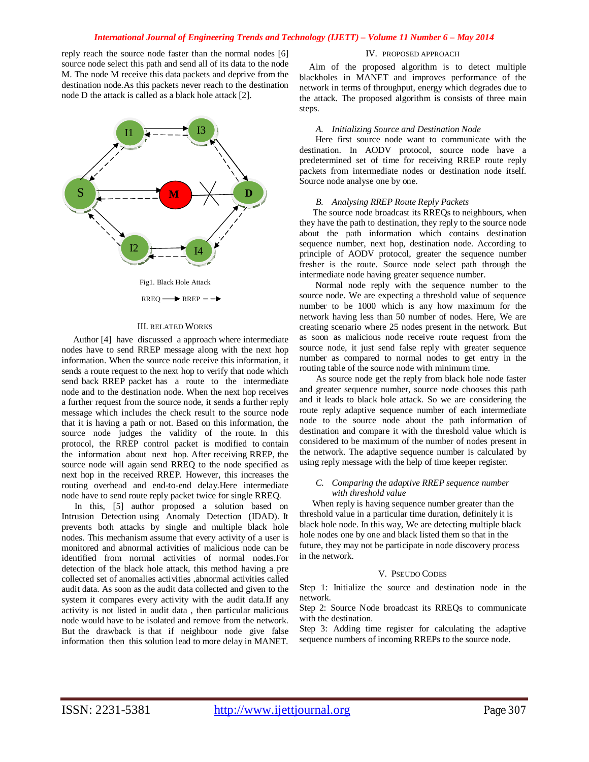reply reach the source node faster than the normal nodes [6] source node select this path and send all of its data to the node M. The node M receive this data packets and deprive from the destination node.As this packets never reach to the destination node D the attack is called as a black hole attack [2].

Fig1. Black Hole Attack

RREQ ⟶ RREP - - ➝

## III. RELATED WORKS

Author [4] have discussed a approach where intermediate nodes have to send RREP message along with the next hop information. When the source node receive this information, it sends a route request to the next hop to verify that node which send back RREP packet has a route to the intermediate node and to the destination node. When the next hop receives a further request from the source node, it sends a further reply message which includes the check result to the source node that it is having a path or not. Based on this information, the source node judges the validity of the route. In this protocol, the RREP control packet is modified to contain the information about next hop. After receiving RREP, the source node will again send RREQ to the node specified as next hop in the received RREP. However, this increases the routing overhead and end-to-end delay.Here intermediate node have to send route reply packet twice for single RREQ.

In this, [5] author proposed a solution based on Intrusion Detection using Anomaly Detection (IDAD). It prevents both attacks by single and multiple black hole nodes. This mechanism assume that every activity of a user is monitored and abnormal activities of malicious node can be identified from normal activities of normal nodes.For detection of the black hole attack, this method having a pre collected set of anomalies activities ,abnormal activities called audit data. As soon as the audit data collected and given to the system it compares every activity with the audit data.If any activity is not listed in audit data , then particular malicious node would have to be isolated and remove from the network. But the drawback is that if neighbour node give false information then this solution lead to more delay in MANET.

## IV. PROPOSED APPROACH

Aim of the proposed algorithm is to detect multiple blackholes in MANET and improves performance of the network in terms of throughput, energy which degrades due to the attack. The proposed algorithm is consists of three main steps.

### *A. Initializing Source and Destination Node*

Here first source node want to communicate with the destination. In AODV protocol, source node have a predetermined set of time for receiving RREP route reply packets from intermediate nodes or destination node itself. Source node analyse one by one.

### *B. Analysing RREP Route Reply Packets*

The source node broadcast its RREQs to neighbours, when they have the path to destination, they reply to the source node about the path information which contains destination sequence number, next hop, destination node. According to principle of AODV protocol, greater the sequence number fresher is the route. Source node select path through the intermediate node having greater sequence number.

Normal node reply with the sequence number to the source node. We are expecting a threshold value of sequence number to be 1000 which is any how maximum for the network having less than 50 number of nodes. Here, We are creating scenario where 25 nodes present in the network. But as soon as malicious node receive route request from the source node, it just send false reply with greater sequence number as compared to normal nodes to get entry in the routing table of the source node with minimum time.

As source node get the reply from black hole node faster and greater sequence number, source node chooses this path and it leads to black hole attack. So we are considering the route reply adaptive sequence number of each intermediate node to the source node about the path information of destination and compare it with the threshold value which is considered to be maximum of the number of nodes present in the network. The adaptive sequence number is calculated by using reply message with the help of time keeper register.

### *C. Comparing the adaptive RREP sequence number with threshold value*

When reply is having sequence number greater than the threshold value in a particular time duration, definitely it is black hole node. In this way, We are detecting multiple black hole nodes one by one and black listed them so that in the future, they may not be participate in node discovery process in the network.

## V. PSEUDO CODES

Step 1: Initialize the source and destination node in the network.

Step 2: Source Node broadcast its RREQs to communicate with the destination.

Step 3: Adding time register for calculating the adaptive sequence numbers of incoming RREPs to the source node.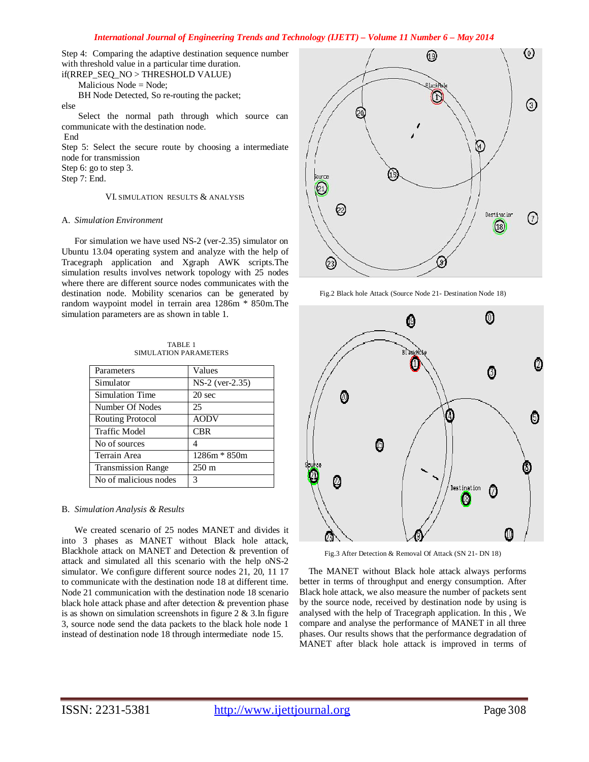Step 4: Comparing the adaptive destination sequence number with threshold value in a particular time duration.

if(RREP_SEQ_NO > THRESHOLD VALUE)

Malicious Node = Node;

BH Node Detected, So re-routing the packet;

else

Select the normal path through which source can communicate with the destination node.

End

Step 5: Select the secure route by choosing a intermediate node for transmission

Step 6: go to step 3.

Step 7: End.

## VI. SIMULATION RESULTS & ANALYSIS

### A. *Simulation Environment*

For simulation we have used NS-2 (ver-2.35) simulator on Ubuntu 13.04 operating system and analyze with the help of Tracegraph application and Xgraph AWK scripts.The simulation results involves network topology with 25 nodes where there are different source nodes communicates with the destination node. Mobility scenarios can be generated by random waypoint model in terrain area 1286m * 850m.The simulation parameters are as shown in table 1.

TABLE 1
SIMULATION PARAMETERS

| Parameters | Values |
|---|---|
| Simulator | NS-2 (ver-2.35) |
| Simulation Time | 20 sec |
| Number Of Nodes | 25 |
| Routing Protocol | AODV |
| Traffic Model | CBR |
| No of sources | 4 |
| Terrain Area | 1286m * 850m |
| Transmission Range | 250 m |
| No of malicious nodes | 3 |

### B. *Simulation Analysis & Results*

We created scenario of 25 nodes MANET and divides it into 3 phases as MANET without Black hole attack, Blackhole attack on MANET and Detection & prevention of attack and simulated all this scenario with the help oNS-2 simulator. We configure different source nodes 21, 20, 11 17 to communicate with the destination node 18 at different time. Node 21 communication with the destination node 18 scenario black hole attack phase and after detection & prevention phase is as shown on simulation screenshots in figure 2 & 3.In figure 3, source node send the data packets to the black hole node 1 instead of destination node 18 through intermediate node 15.

Fig.2 Black hole Attack (Source Node 21- Destination Node 18)

Fig.3 After Detection & Removal Of Attack (SN 21- DN 18)

The MANET without Black hole attack always performs better in terms of throughput and energy consumption. After Black hole attack, we also measure the number of packets sent by the source node, received by destination node by using is analysed with the help of Tracegraph application. In this , We compare and analyse the performance of MANET in all three phases. Our results shows that the performance degradation of MANET after black hole attack is improved in terms of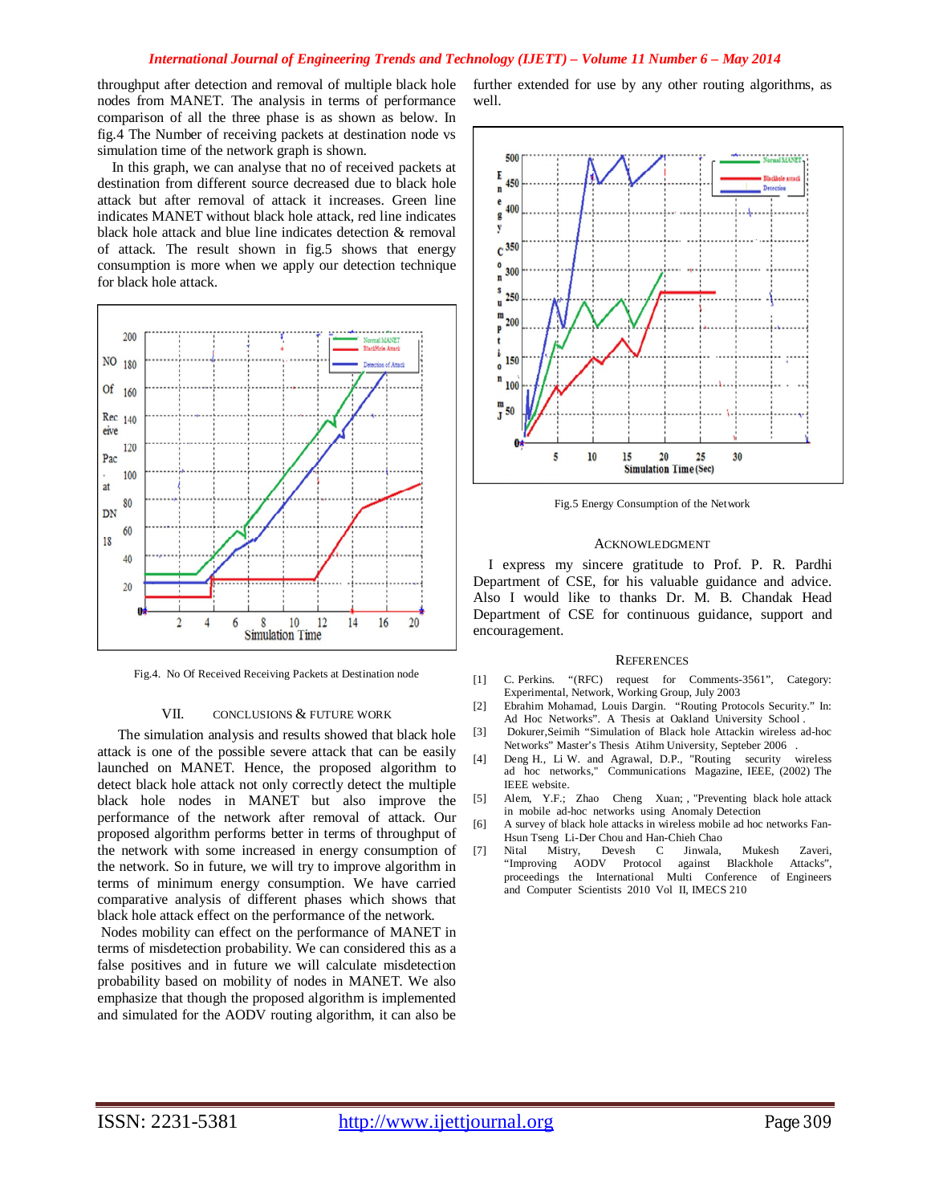throughput after detection and removal of multiple black hole nodes from MANET. The analysis in terms of performance comparison of all the three phase is as shown as below. In fig.4 The Number of receiving packets at destination node vs simulation time of the network graph is shown.

In this graph, we can analyse that no of received packets at destination from different source decreased due to black hole attack but after removal of attack it increases. Green line indicates MANET without black hole attack, red line indicates black hole attack and blue line indicates detection & removal of attack. The result shown in fig.5 shows that energy consumption is more when we apply our detection technique for black hole attack.

NO Of Rec eive Pac at DN 18
200
180
160
140
120
100
80
60
40
20
0
2 4 6 8 10 12 14 16 20
Simulation Time
Normal MANET
BlackHole Attack
Detection of Attack

Fig.4. No Of Received Receiving Packets at Destination node

## VII. Conclusions & Future Work

The simulation analysis and results showed that black hole attack is one of the possible severe attack that can be easily launched on MANET. Hence, the proposed algorithm to detect black hole attack not only correctly detect the multiple black hole nodes in MANET but also improve the performance of the network after removal of attack. Our proposed algorithm performs better in terms of throughput of the network with some increased in energy consumption of the network. So in future, we will try to improve algorithm in terms of minimum energy consumption. We have carried comparative analysis of different phases which shows that black hole attack effect on the performance of the network.

Nodes mobility can effect on the performance of MANET in terms of misdetection probability. We can considered this as a false positives and in future we will calculate misdetection probability based on mobility of nodes in MANET. We also emphasize that though the proposed algorithm is implemented and simulated for the AODV routing algorithm, it can also be further extended for use by any other routing algorithms, as well.

Energy Consumption mJ
500
450
400
350
300
250
200
150
100
50
0
5 10 15 20 25 30
Simulation Time (Sec)
Normal MANET
Blackhole attack
Detection

Fig.5 Energy Consumption of the Network

## Acknowledgment

I express my sincere gratitude to Prof. P. R. Pardhi Department of CSE, for his valuable guidance and advice. Also I would like to thanks Dr. M. B. Chandak Head Department of CSE for continuous guidance, support and encouragement.

## References

[1] C. Perkins. "(RFC) request for Comments-3561", Category: Experimental, Network, Working Group, July 2003

[2] Ebrahim Mohamad, Louis Dargin. "Routing Protocols Security." In: Ad Hoc Networks". A Thesis at Oakland University School .

[3] Dokurer,Seimih "Simulation of Black hole Attackin wireless ad-hoc Networks" Master's Thesis Atihm University, Septeber 2006 .

[4] Deng H., Li W. and Agrawal, D.P., "Routing security wireless ad hoc networks," Communications Magazine, IEEE, (2002) The IEEE website.

[5] Alem, Y.F.; Zhao Cheng Xuan; , "Preventing black hole attack in mobile ad-hoc networks using Anomaly Detection

[6] A survey of black hole attacks in wireless mobile ad hoc networks Fan-Hsun Tseng Li-Der Chou and Han-Chieh Chao

[7] Nital Mistry, Devesh C Jinwala, Mukesh Zaveri, "Improving AODV Protocol against Blackhole Attacks", proceedings the International Multi Conference of Engineers and Computer Scientists 2010 Vol II, IMECS 210